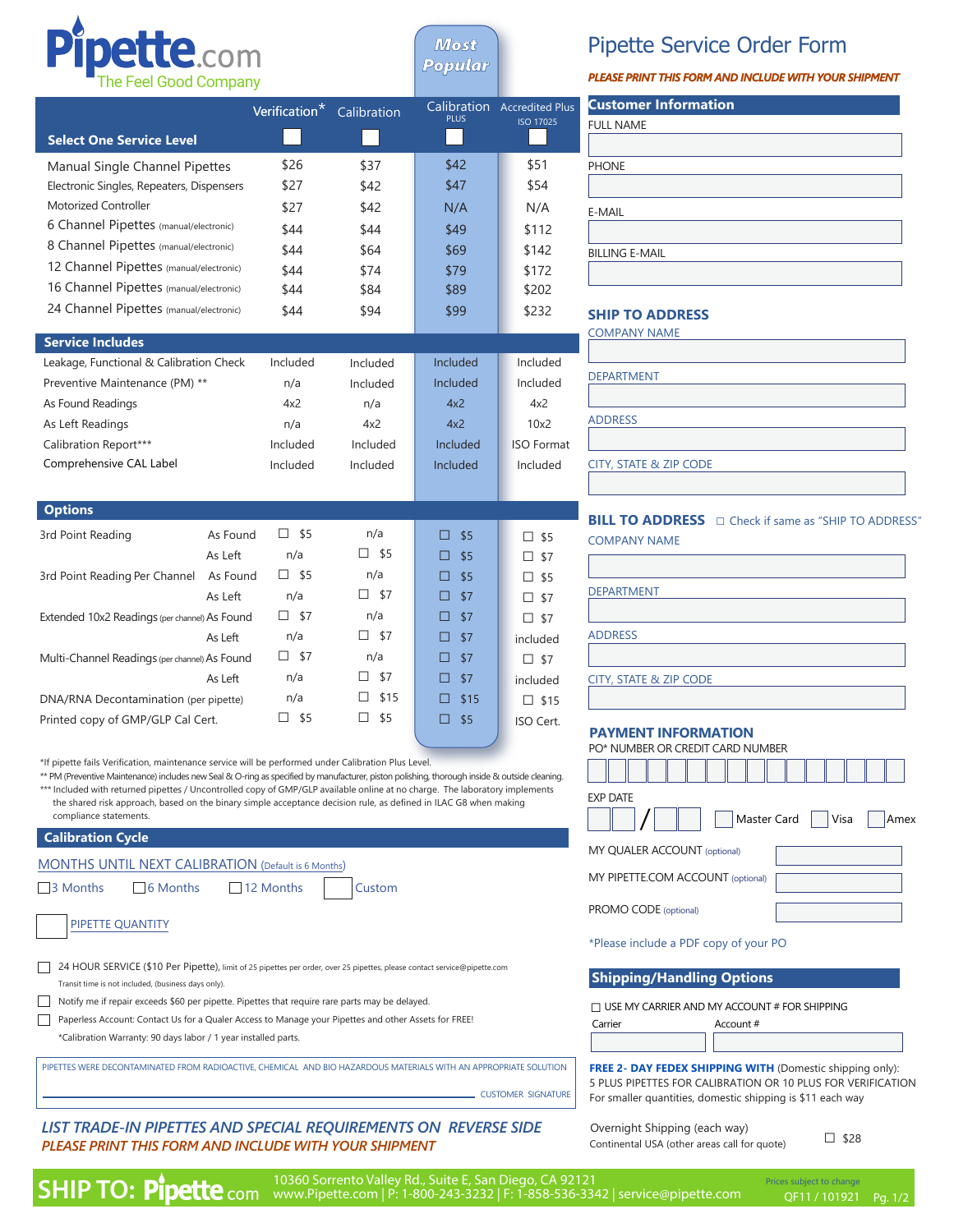# Pipette.com

The Feel Good Company

# Pipette Service Order Form

***PLEASE PRINT THIS FORM AND INCLUDE WITH YOUR SHIPMENT***

| Select One Service Level | Verification* ☐ | Calibration ☐ | Calibration PLUS (Most Popular) ☐ | Accredited Plus ISO 17025 ☐ |
|---|---|---|---|---|
| Manual Single Channel Pipettes | $26 | $37 | $42 | $51 |
| Electronic Singles, Repeaters, Dispensers | $27 | $42 | $47 | $54 |
| Motorized Controller | $27 | $42 | N/A | N/A |
| 6 Channel Pipettes (manual/electronic) | $44 | $44 | $49 | $112 |
| 8 Channel Pipettes (manual/electronic) | $44 | $64 | $69 | $142 |
| 12 Channel Pipettes (manual/electronic) | $44 | $74 | $79 | $172 |
| 16 Channel Pipettes (manual/electronic) | $44 | $84 | $89 | $202 |
| 24 Channel Pipettes (manual/electronic) | $44 | $94 | $99 | $232 |

## Service Includes

| | Verification | Calibration | Calibration PLUS | Accredited Plus ISO 17025 |
|---|---|---|---|---|
| Leakage, Functional & Calibration Check | Included | Included | Included | Included |
| Preventive Maintenance (PM) ** | n/a | Included | Included | Included |
| As Found Readings | 4x2 | n/a | 4x2 | 4x2 |
| As Left Readings | n/a | 4x2 | 4x2 | 10x2 |
| Calibration Report*** | Included | Included | Included | ISO Format |
| Comprehensive CAL Label | Included | Included | Included | Included |

## Options

| Option | | Verification | Calibration | Calibration PLUS | Accredited Plus ISO 17025 |
|---|---|---|---|---|---|
| 3rd Point Reading | As Found | ☐ $5 | n/a | ☐ $5 | ☐ $5 |
| | As Left | n/a | ☐ $5 | ☐ $5 | ☐ $7 |
| 3rd Point Reading Per Channel | As Found | ☐ $5 | n/a | ☐ $5 | ☐ $5 |
| | As Left | n/a | ☐ $7 | ☐ $7 | ☐ $7 |
| Extended 10x2 Readings (per channel) | As Found | ☐ $7 | n/a | ☐ $7 | ☐ $7 |
| | As Left | n/a | ☐ $7 | ☐ $7 | included |
| Multi-Channel Readings (per channel) | As Found | ☐ $7 | n/a | ☐ $7 | ☐ $7 |
| | As Left | n/a | ☐ $7 | ☐ $7 | included |
| DNA/RNA Decontamination (per pipette) | | n/a | ☐ $15 | ☐ $15 | ☐ $15 |
| Printed copy of GMP/GLP Cal Cert. | | ☐ $5 | ☐ $5 | ☐ $5 | ISO Cert. |

*If pipette fails Verification, maintenance service will be performed under Calibration Plus Level.

** PM (Preventive Maintenance) includes new Seal & O-ring as specified by manufacturer, piston polishing, thorough inside & outside cleaning.

*** Included with returned pipettes / Uncontrolled copy of GMP/GLP available online at no charge. The laboratory implements the shared risk approach, based on the binary simple acceptance decision rule, as defined in ILAC G8 when making compliance statements.

## Calibration Cycle

MONTHS UNTIL NEXT CALIBRATION (Default is 6 Months)

☐ 3 Months ☐ 6 Months ☐ 12 Months ☐ Custom

☐ PIPETTE QUANTITY

☐ 24 HOUR SERVICE ($10 Per Pipette), limit of 25 pipettes per order, over 25 pipettes, please contact service@pipette.com
Transit time is not included, (business days only).

☐ Notify me if repair exceeds $60 per pipette. Pipettes that require rare parts may be delayed.

☐ Paperless Account: Contact Us for a Qualer Access to Manage your Pipettes and other Assets for FREE!

*Calibration Warranty: 90 days labor / 1 year installed parts.

PIPETTES WERE DECONTAMINATED FROM RADIOACTIVE, CHEMICAL AND BIO HAZARDOUS MATERIALS WITH AN APPROPRIATE SOLUTION

CUSTOMER SIGNATURE ______________________

***LIST TRADE-IN PIPETTES AND SPECIAL REQUIREMENTS ON REVERSE SIDE***

***PLEASE PRINT THIS FORM AND INCLUDE WITH YOUR SHIPMENT***

## Customer Information

FULL NAME

PHONE

E-MAIL

BILLING E-MAIL

## SHIP TO ADDRESS

COMPANY NAME

DEPARTMENT

ADDRESS

CITY, STATE & ZIP CODE

## BILL TO ADDRESS

☐ Check if same as "SHIP TO ADDRESS"

COMPANY NAME

DEPARTMENT

ADDRESS

CITY, STATE & ZIP CODE

## PAYMENT INFORMATION

PO* NUMBER OR CREDIT CARD NUMBER

EXP DATE __ / __ ☐ Master Card ☐ Visa ☐ Amex

MY QUALER ACCOUNT (optional)

MY PIPETTE.COM ACCOUNT (optional)

PROMO CODE (optional)

*Please include a PDF copy of your PO

## Shipping/Handling Options

☐ USE MY CARRIER AND MY ACCOUNT # FOR SHIPPING

Carrier | Account #

**FREE 2- DAY FEDEX SHIPPING WITH** (Domestic shipping only): 5 PLUS PIPETTES FOR CALIBRATION OR 10 PLUS FOR VERIFICATION
For smaller quantities, domestic shipping is $11 each way

Overnight Shipping (each way) ☐ $28
Continental USA (other areas call for quote)

**SHIP TO: Pipette.com**

10360 Sorrento Valley Rd., Suite E, San Diego, CA 92121
www.Pipette.com | P: 1-800-243-3232 | F: 1-858-536-3342 | service@pipette.com

Prices subject to change

QF11 / 101921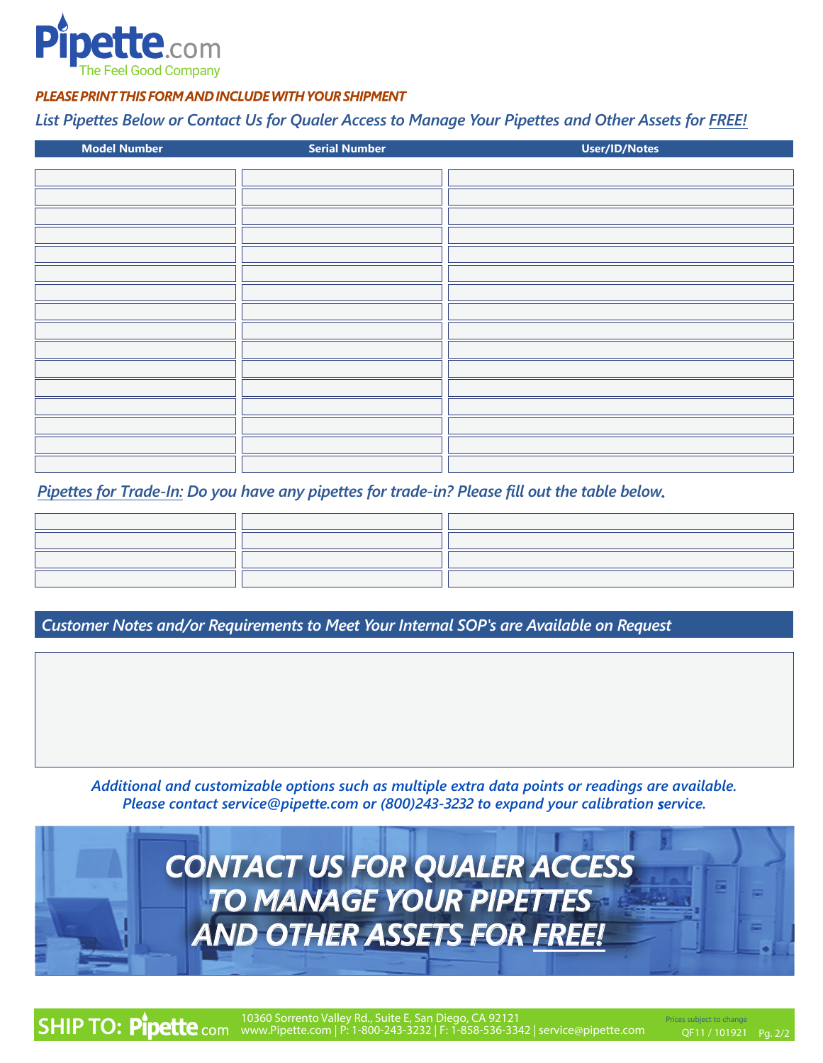Pipette.com
The Feel Good Company

***PLEASE PRINT THIS FORM AND INCLUDE WITH YOUR SHIPMENT***

*List Pipettes Below or Contact Us for Qualer Access to Manage Your Pipettes and Other Assets for FREE!*

| Model Number | Serial Number | User/ID/Notes |
|---|---|---|
| | | |
| | | |
| | | |
| | | |
| | | |
| | | |
| | | |
| | | |
| | | |
| | | |
| | | |
| | | |
| | | |
| | | |
| | | |
| | | |

*Pipettes for Trade-In: Do you have any pipettes for trade-in? Please fill out the table below.*

| | | |
|---|---|---|
| | | |
| | | |
| | | |
| | | |

## *Customer Notes and/or Requirements to Meet Your Internal SOP's are Available on Request*

*Additional and customizable options such as multiple extra data points or readings are available.*
*Please contact service@pipette.com or (800)243-3232 to expand your calibration service.*

**CONTACT US FOR QUALER ACCESS TO MANAGE YOUR PIPETTES AND OTHER ASSETS FOR FREE!**

**SHIP TO: Pipette.com** 10360 Sorrento Valley Rd., Suite E, San Diego, CA 92121
www.Pipette.com | P: 1-800-243-3232 | F: 1-858-536-3342 | service@pipette.com

Prices subject to change
QF11 / 101921